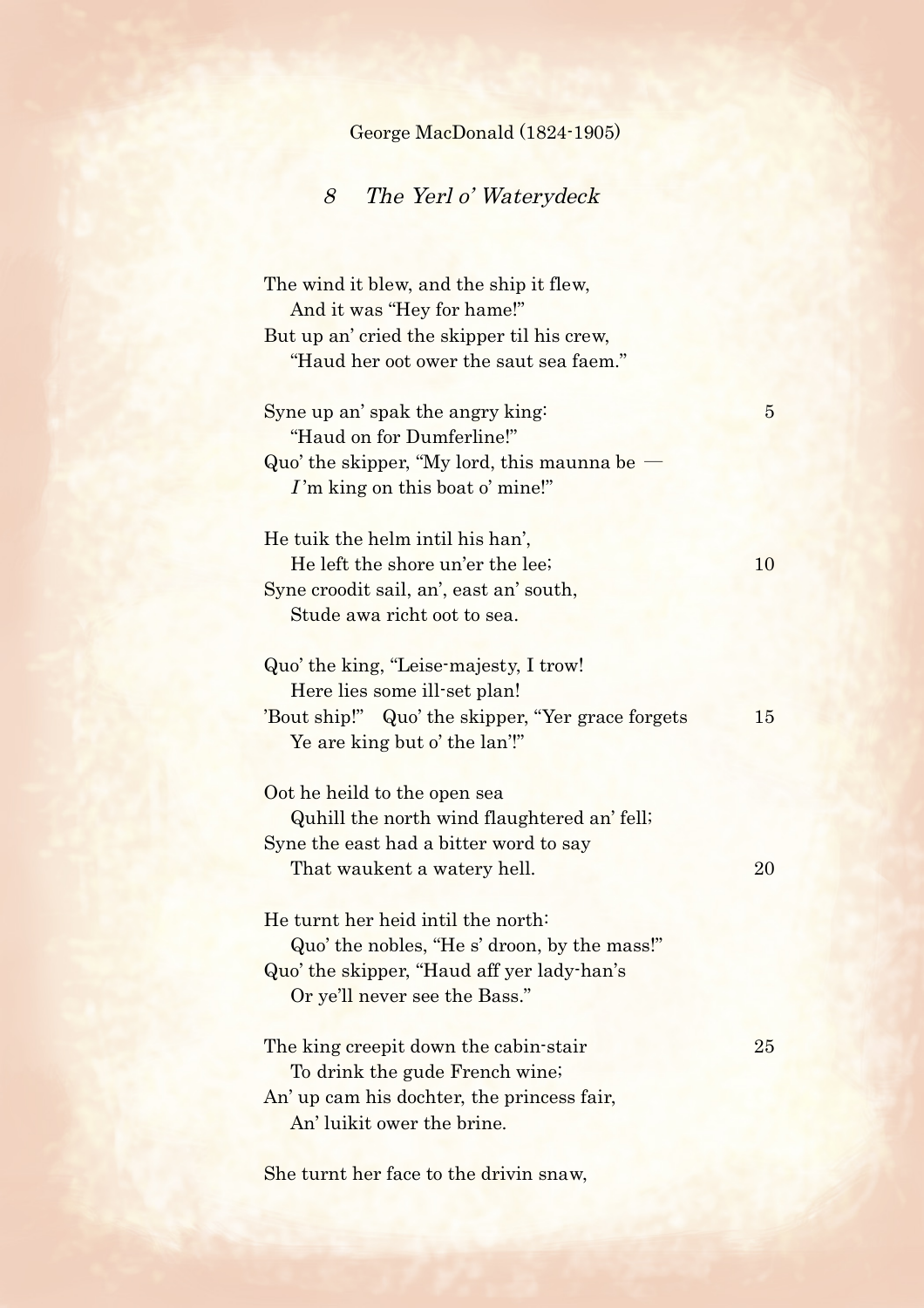George MacDonald (1824-1905)

## 8 *The Yerl o' Waterydeck*

The wind it blew, and the ship it flew,  
&nbsp;&nbsp;&nbsp;&nbsp;And it was "Hey for hame!"  
But up an' cried the skipper til his crew,  
&nbsp;&nbsp;&nbsp;&nbsp;"Haud her oot ower the saut sea faem."

Syne up an' spak the angry king: 5  
&nbsp;&nbsp;&nbsp;&nbsp;"Haud on for Dumferline!"  
Quo' the skipper, "My lord, this maunna be —  
&nbsp;&nbsp;&nbsp;&nbsp;*I*'m king on this boat o' mine!"

He tuik the helm intil his han',  
&nbsp;&nbsp;&nbsp;&nbsp;He left the shore un'er the lee; 10  
Syne croodit sail, an', east an' south,  
&nbsp;&nbsp;&nbsp;&nbsp;Stude awa richt oot to sea.

Quo' the king, "Leise-majesty, I trow!  
&nbsp;&nbsp;&nbsp;&nbsp;Here lies some ill-set plan!  
'Bout ship!" Quo' the skipper, "Yer grace forgets 15  
&nbsp;&nbsp;&nbsp;&nbsp;Ye are king but o' the lan'!"

Oot he heild to the open sea  
&nbsp;&nbsp;&nbsp;&nbsp;Quhill the north wind flaughtered an' fell;  
Syne the east had a bitter word to say  
&nbsp;&nbsp;&nbsp;&nbsp;That waukent a watery hell. 20

He turnt her heid intil the north:  
&nbsp;&nbsp;&nbsp;&nbsp;Quo' the nobles, "He s' droon, by the mass!"  
Quo' the skipper, "Haud aff yer lady-han's  
&nbsp;&nbsp;&nbsp;&nbsp;Or ye'll never see the Bass."

The king creepit down the cabin-stair 25  
&nbsp;&nbsp;&nbsp;&nbsp;To drink the gude French wine;  
An' up cam his dochter, the princess fair,  
&nbsp;&nbsp;&nbsp;&nbsp;An' luikit ower the brine.

She turnt her face to the drivin snaw,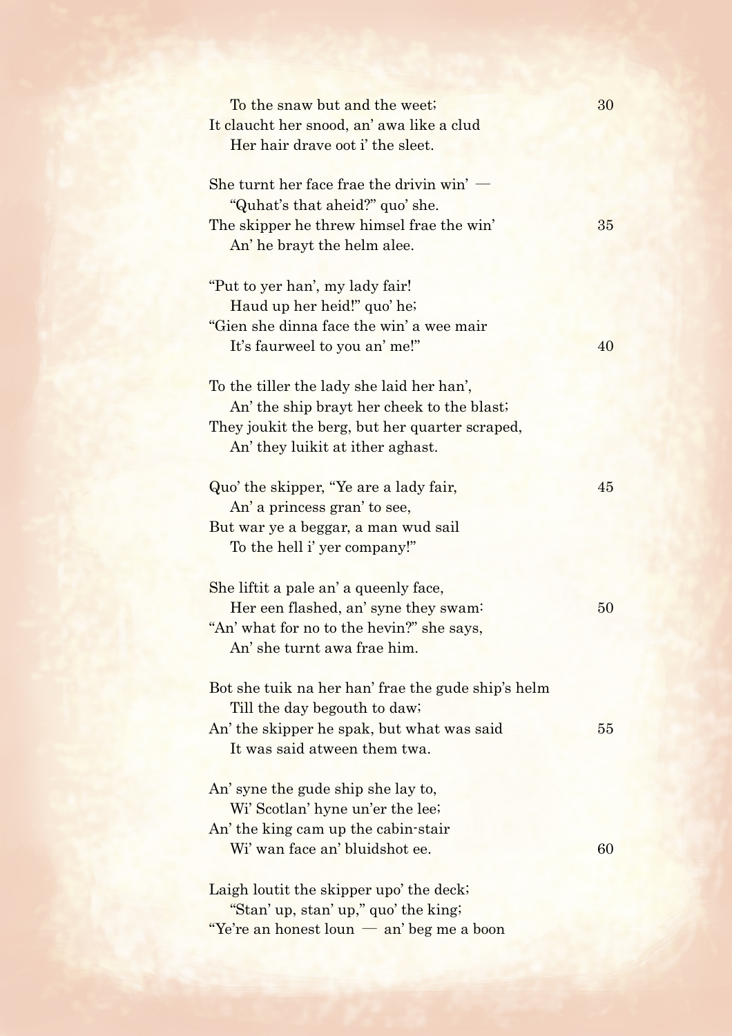To the snaw but and the weet; 30
It claucht her snood, an' awa like a clud
Her hair drave oot i' the sleet.

She turnt her face frae the drivin win' —
"Quhat's that aheid?" quo' she.
The skipper he threw himsel frae the win' 35
An' he brayt the helm alee.

"Put to yer han', my lady fair!
Haud up her heid!" quo' he;
"Gien she dinna face the win' a wee mair
It's faurweel to you an' me!" 40

To the tiller the lady she laid her han',
An' the ship brayt her cheek to the blast;
They joukit the berg, but her quarter scraped,
An' they luikit at ither aghast.

Quo' the skipper, "Ye are a lady fair, 45
An' a princess gran' to see,
But war ye a beggar, a man wud sail
To the hell i' yer company!"

She liftit a pale an' a queenly face,
Her een flashed, an' syne they swam: 50
"An' what for no to the hevin?" she says,
An' she turnt awa frae him.

Bot she tuik na her han' frae the gude ship's helm
Till the day begouth to daw;
An' the skipper he spak, but what was said 55
It was said atween them twa.

An' syne the gude ship she lay to,
Wi' Scotlan' hyne un'er the lee;
An' the king cam up the cabin-stair
Wi' wan face an' bluidshot ee. 60

Laigh loutit the skipper upo' the deck;
"Stan' up, stan' up," quo' the king;
"Ye're an honest loun — an' beg me a boon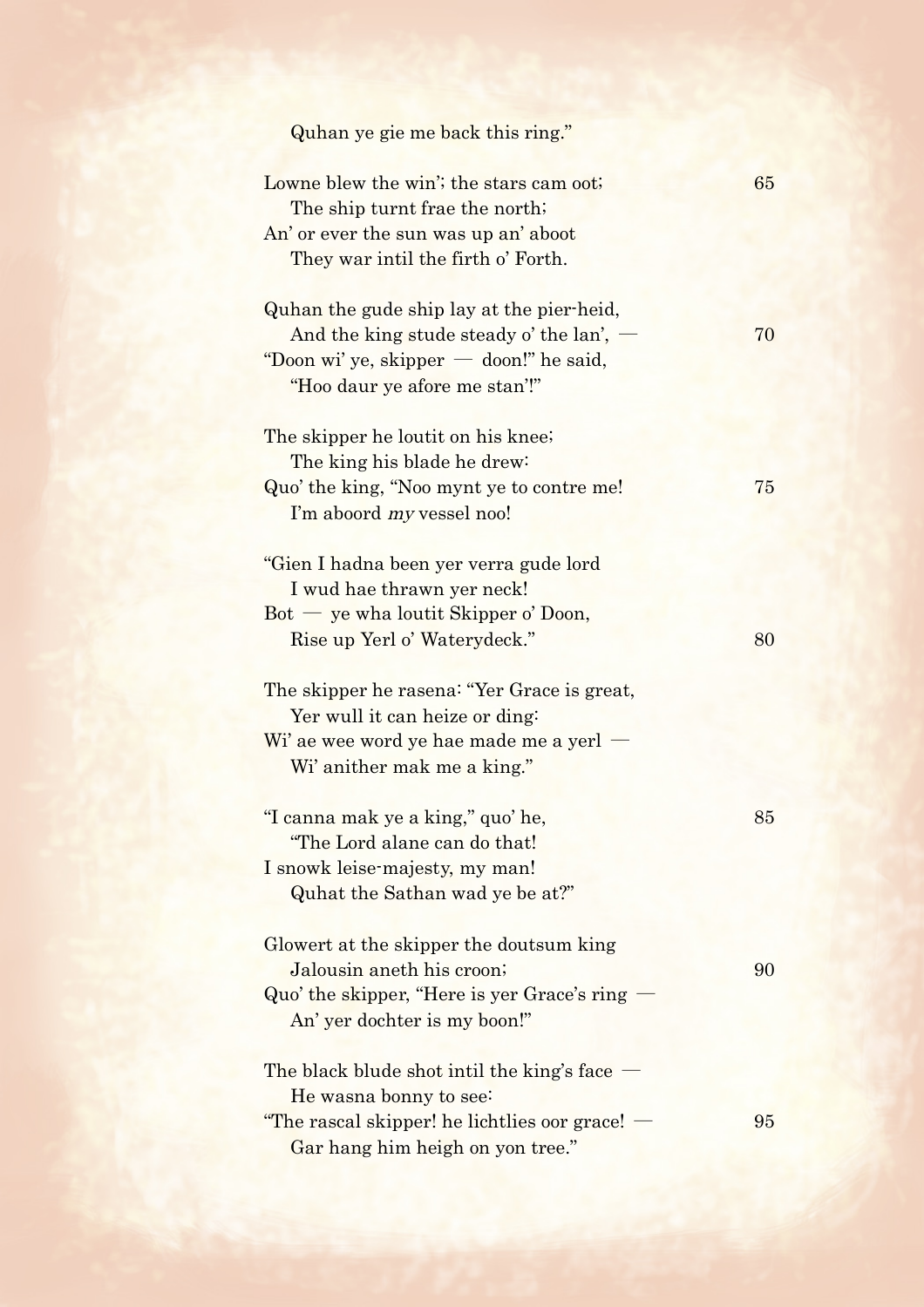Quhan ye gie me back this ring."

Lowne blew the win'; the stars cam oot; 65
The ship turnt frae the north;
An' or ever the sun was up an' aboot
They war intil the firth o' Forth.

Quhan the gude ship lay at the pier-heid,
And the king stude steady o' the lan', — 70
"Doon wi' ye, skipper — doon!" he said,
"Hoo daur ye afore me stan'!"

The skipper he loutit on his knee;
The king his blade he drew:
Quo' the king, "Noo mynt ye to contre me! 75
I'm aboord *my* vessel noo!

"Gien I hadna been yer verra gude lord
I wud hae thrawn yer neck!
Bot — ye wha loutit Skipper o' Doon,
Rise up Yerl o' Waterydeck." 80

The skipper he rasena: "Yer Grace is great,
Yer wull it can heize or ding:
Wi' ae wee word ye hae made me a yerl —
Wi' anither mak me a king."

"I canna mak ye a king," quo' he, 85
"The Lord alane can do that!
I snowk leise-majesty, my man!
Quhat the Sathan wad ye be at?"

Glowert at the skipper the doutsum king
Jalousin aneth his croon; 90
Quo' the skipper, "Here is yer Grace's ring —
An' yer dochter is my boon!"

The black blude shot intil the king's face —
He wasna bonny to see:
"The rascal skipper! he lichtlies oor grace! — 95
Gar hang him heigh on yon tree."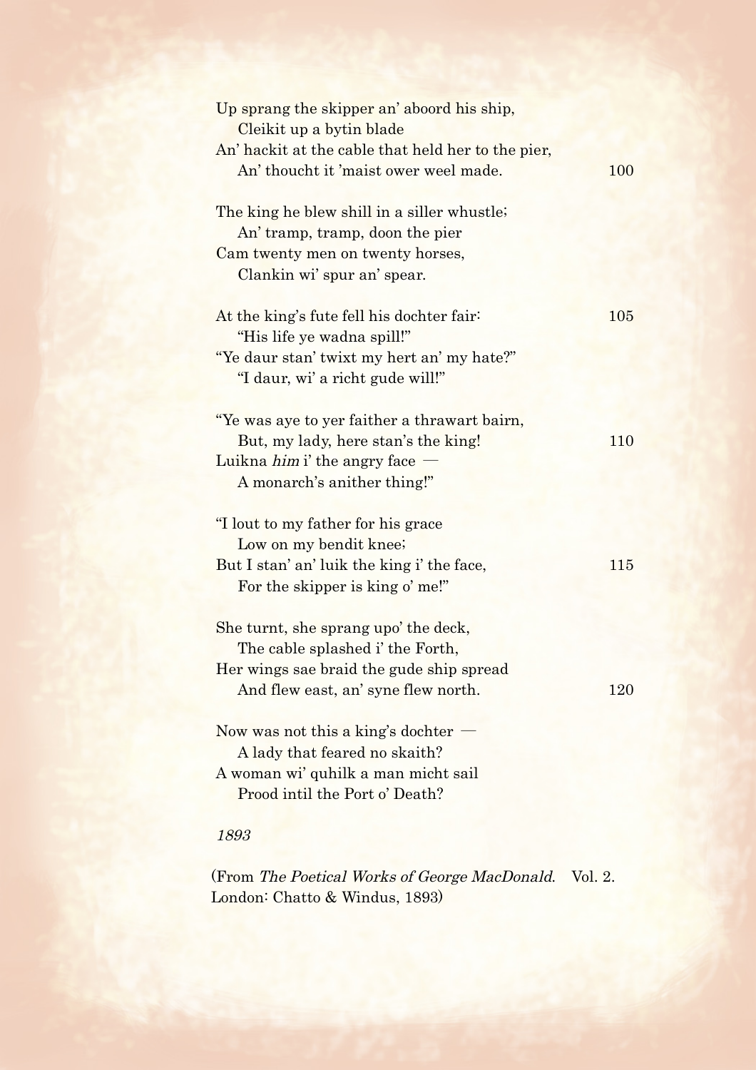Up sprang the skipper an' aboord his ship,  
  Cleikit up a bytin blade  
An' hackit at the cable that held her to the pier,  
  An' thoucht it 'maist ower weel made. 100

The king he blew shill in a siller whustle;  
  An' tramp, tramp, doon the pier  
Cam twenty men on twenty horses,  
  Clankin wi' spur an' spear.

At the king's fute fell his dochter fair: 105  
  "His life ye wadna spill!"  
"Ye daur stan' twixt my hert an' my hate?"  
  "I daur, wi' a richt gude will!"

"Ye was aye to yer faither a thrawart bairn,  
  But, my lady, here stan's the king! 110  
Luikna *him* i' the angry face —  
  A monarch's anither thing!"

"I lout to my father for his grace  
  Low on my bendit knee;  
But I stan' an' luik the king i' the face, 115  
  For the skipper is king o' me!"

She turnt, she sprang upo' the deck,  
  The cable splashed i' the Forth,  
Her wings sae braid the gude ship spread  
  And flew east, an' syne flew north. 120

Now was not this a king's dochter —  
  A lady that feared no skaith?  
A woman wi' quhilk a man micht sail  
  Prood intil the Port o' Death?

*1893*

(From *The Poetical Works of George MacDonald*. Vol. 2. London: Chatto & Windus, 1893)